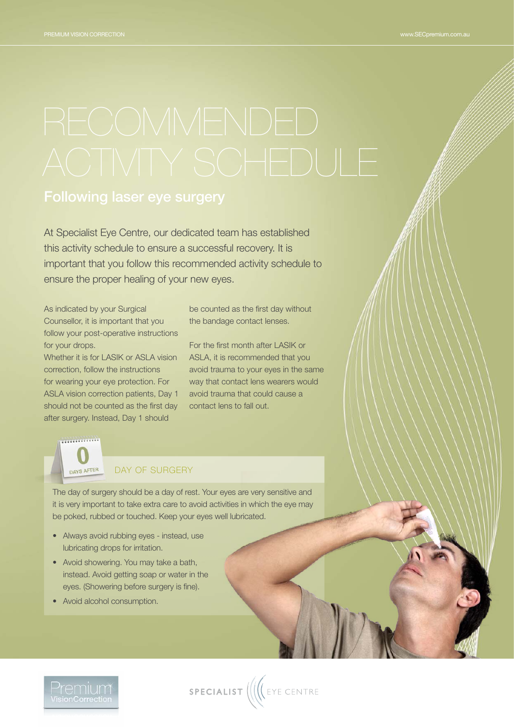# RECOMMENDED ACTIVITY SCHEDULE

## Following laser eye surgery

At Specialist Eye Centre, our dedicated team has established this activity schedule to ensure a successful recovery. It is important that you follow this recommended activity schedule to ensure the proper healing of your new eyes.

As indicated by your Surgical Counsellor, it is important that you follow your post-operative instructions for your drops.
Whether it is for LASIK or ASLA vision correction, follow the instructions for wearing your eye protection. For ASLA vision correction patients, Day 1 should not be counted as the first day after surgery. Instead, Day 1 should be counted as the first day without the bandage contact lenses.

For the first month after LASIK or ASLA, it is recommended that you avoid trauma to your eyes in the same way that contact lens wearers would avoid trauma that could cause a contact lens to fall out.

### 0 DAYS AFTER — DAY OF SURGERY

The day of surgery should be a day of rest. Your eyes are very sensitive and it is very important to take extra care to avoid activities in which the eye may be poked, rubbed or touched. Keep your eyes well lubricated.

- Always avoid rubbing eyes - instead, use lubricating drops for irritation.
- Avoid showering. You may take a bath, instead. Avoid getting soap or water in the eyes. (Showering before surgery is fine).
- Avoid alcohol consumption.

Premium VisionCorrection

SPECIALIST EYE CENTRE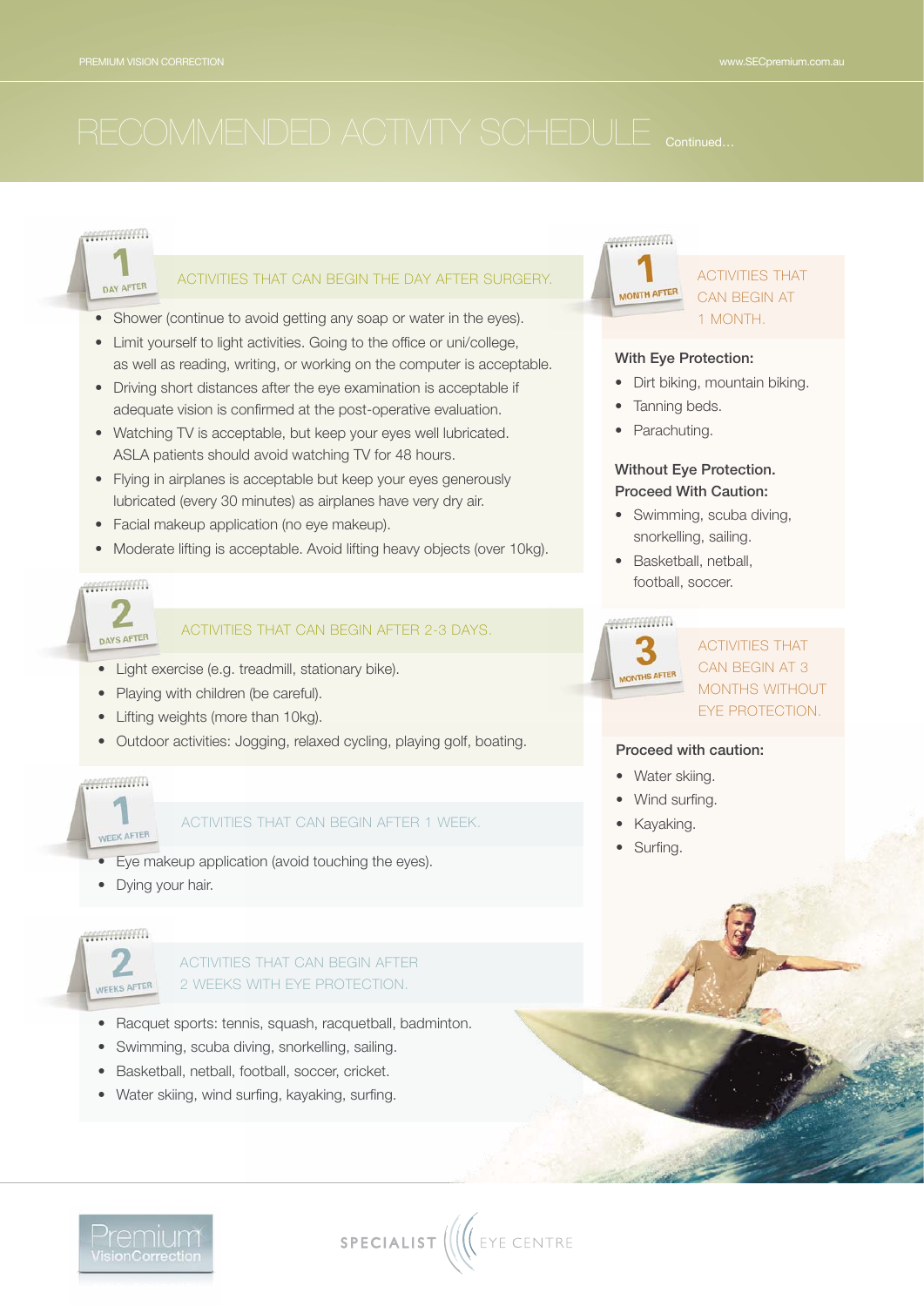# RECOMMENDED ACTIVITY SCHEDULE Continued…

## 1 DAY AFTER — ACTIVITIES THAT CAN BEGIN THE DAY AFTER SURGERY.

- Shower (continue to avoid getting any soap or water in the eyes).
- Limit yourself to light activities. Going to the office or uni/college, as well as reading, writing, or working on the computer is acceptable.
- Driving short distances after the eye examination is acceptable if adequate vision is confirmed at the post-operative evaluation.
- Watching TV is acceptable, but keep your eyes well lubricated. ASLA patients should avoid watching TV for 48 hours.
- Flying in airplanes is acceptable but keep your eyes generously lubricated (every 30 minutes) as airplanes have very dry air.
- Facial makeup application (no eye makeup).
- Moderate lifting is acceptable. Avoid lifting heavy objects (over 10kg).

## 2 DAYS AFTER — ACTIVITIES THAT CAN BEGIN AFTER 2-3 DAYS.

- Light exercise (e.g. treadmill, stationary bike).
- Playing with children (be careful).
- Lifting weights (more than 10kg).
- Outdoor activities: Jogging, relaxed cycling, playing golf, boating.

## 1 WEEK AFTER — ACTIVITIES THAT CAN BEGIN AFTER 1 WEEK.

- Eye makeup application (avoid touching the eyes).
- Dying your hair.

## 2 WEEKS AFTER — ACTIVITIES THAT CAN BEGIN AFTER 2 WEEKS WITH EYE PROTECTION.

- Racquet sports: tennis, squash, racquetball, badminton.
- Swimming, scuba diving, snorkelling, sailing.
- Basketball, netball, football, soccer, cricket.
- Water skiing, wind surfing, kayaking, surfing.

## 1 MONTH AFTER — ACTIVITIES THAT CAN BEGIN AT 1 MONTH.

**With Eye Protection:**

- Dirt biking, mountain biking.
- Tanning beds.
- Parachuting.

**Without Eye Protection. Proceed With Caution:**

- Swimming, scuba diving, snorkelling, sailing.
- Basketball, netball, football, soccer.

## 3 MONTHS AFTER — ACTIVITIES THAT CAN BEGIN AT 3 MONTHS WITHOUT EYE PROTECTION.

**Proceed with caution:**

- Water skiing.
- Wind surfing.
- Kayaking.
- Surfing.